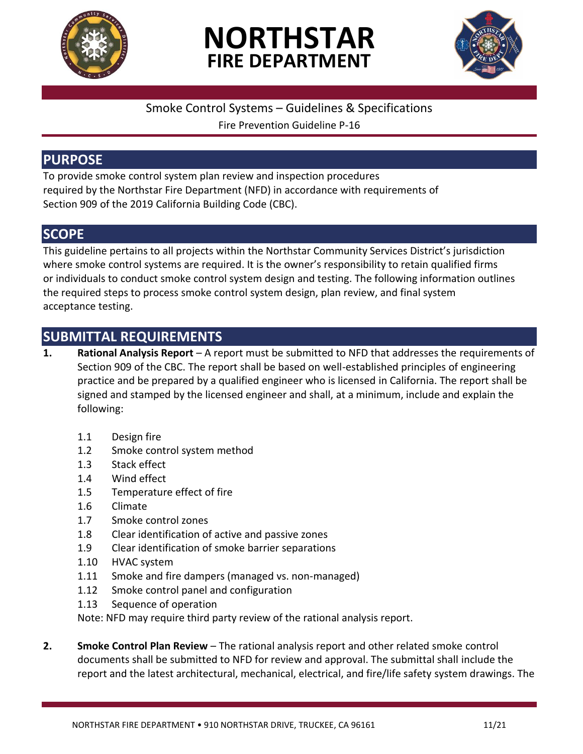# NORTHSTAR
## FIRE DEPARTMENT

Smoke Control Systems – Guidelines & Specifications

Fire Prevention Guideline P-16

## PURPOSE

To provide smoke control system plan review and inspection procedures required by the Northstar Fire Department (NFD) in accordance with requirements of Section 909 of the 2019 California Building Code (CBC).

## SCOPE

This guideline pertains to all projects within the Northstar Community Services District's jurisdiction where smoke control systems are required. It is the owner's responsibility to retain qualified firms or individuals to conduct smoke control system design and testing. The following information outlines the required steps to process smoke control system design, plan review, and final system acceptance testing.

## SUBMITTAL REQUIREMENTS

1. **Rational Analysis Report** – A report must be submitted to NFD that addresses the requirements of Section 909 of the CBC. The report shall be based on well-established principles of engineering practice and be prepared by a qualified engineer who is licensed in California. The report shall be signed and stamped by the licensed engineer and shall, at a minimum, include and explain the following:

   1.1 Design fire
   1.2 Smoke control system method
   1.3 Stack effect
   1.4 Wind effect
   1.5 Temperature effect of fire
   1.6 Climate
   1.7 Smoke control zones
   1.8 Clear identification of active and passive zones
   1.9 Clear identification of smoke barrier separations
   1.10 HVAC system
   1.11 Smoke and fire dampers (managed vs. non-managed)
   1.12 Smoke control panel and configuration
   1.13 Sequence of operation

   Note: NFD may require third party review of the rational analysis report.

2. **Smoke Control Plan Review** – The rational analysis report and other related smoke control documents shall be submitted to NFD for review and approval. The submittal shall include the report and the latest architectural, mechanical, electrical, and fire/life safety system drawings. The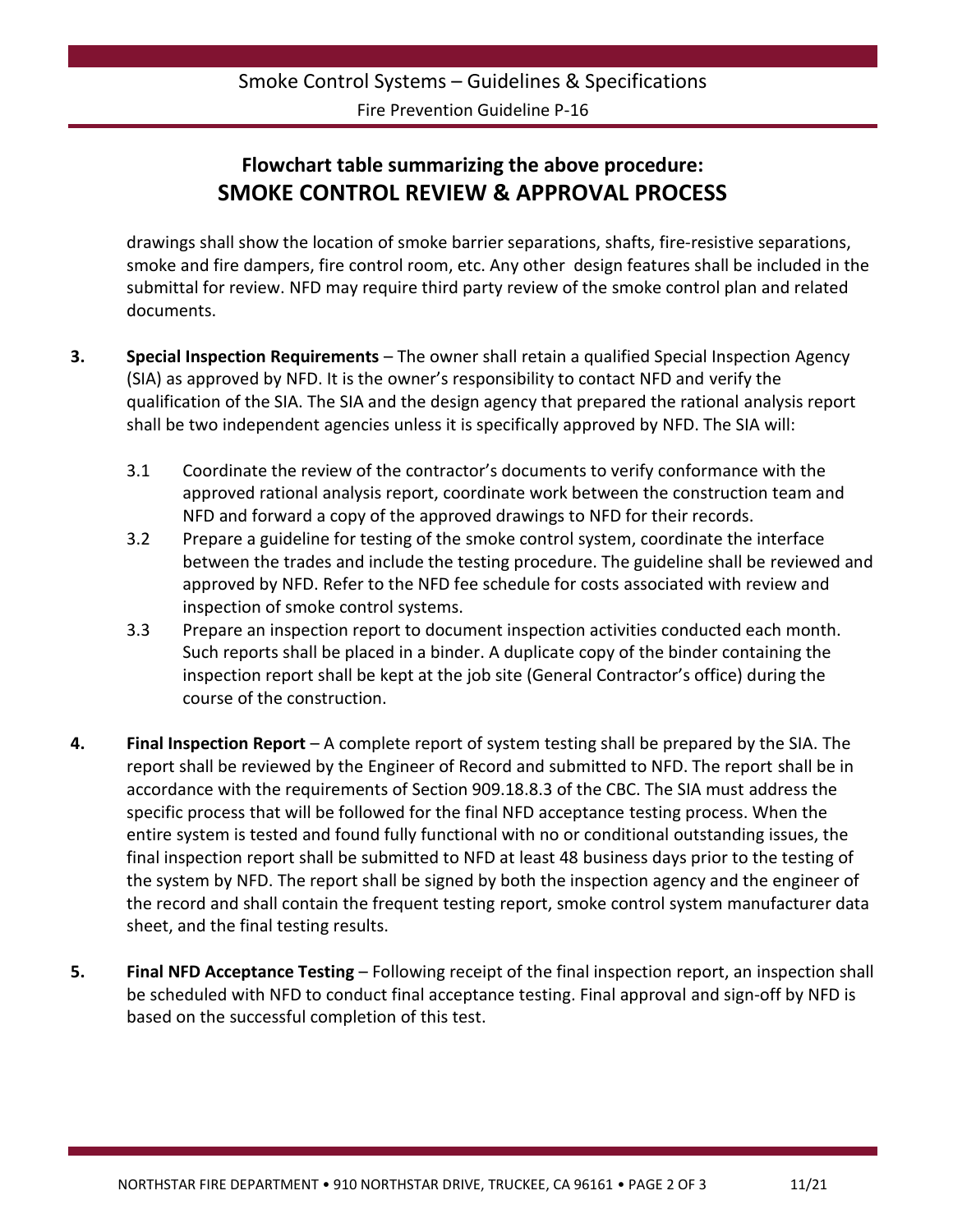## Flowchart table summarizing the above procedure:
## SMOKE CONTROL REVIEW & APPROVAL PROCESS

drawings shall show the location of smoke barrier separations, shafts, fire-resistive separations, smoke and fire dampers, fire control room, etc. Any other design features shall be included in the submittal for review. NFD may require third party review of the smoke control plan and related documents.

**3. Special Inspection Requirements** – The owner shall retain a qualified Special Inspection Agency (SIA) as approved by NFD. It is the owner's responsibility to contact NFD and verify the qualification of the SIA. The SIA and the design agency that prepared the rational analysis report shall be two independent agencies unless it is specifically approved by NFD. The SIA will:

- 3.1 Coordinate the review of the contractor's documents to verify conformance with the approved rational analysis report, coordinate work between the construction team and NFD and forward a copy of the approved drawings to NFD for their records.
- 3.2 Prepare a guideline for testing of the smoke control system, coordinate the interface between the trades and include the testing procedure. The guideline shall be reviewed and approved by NFD. Refer to the NFD fee schedule for costs associated with review and inspection of smoke control systems.
- 3.3 Prepare an inspection report to document inspection activities conducted each month. Such reports shall be placed in a binder. A duplicate copy of the binder containing the inspection report shall be kept at the job site (General Contractor's office) during the course of the construction.

**4. Final Inspection Report** – A complete report of system testing shall be prepared by the SIA. The report shall be reviewed by the Engineer of Record and submitted to NFD. The report shall be in accordance with the requirements of Section 909.18.8.3 of the CBC. The SIA must address the specific process that will be followed for the final NFD acceptance testing process. When the entire system is tested and found fully functional with no or conditional outstanding issues, the final inspection report shall be submitted to NFD at least 48 business days prior to the testing of the system by NFD. The report shall be signed by both the inspection agency and the engineer of the record and shall contain the frequent testing report, smoke control system manufacturer data sheet, and the final testing results.

**5. Final NFD Acceptance Testing** – Following receipt of the final inspection report, an inspection shall be scheduled with NFD to conduct final acceptance testing. Final approval and sign-off by NFD is based on the successful completion of this test.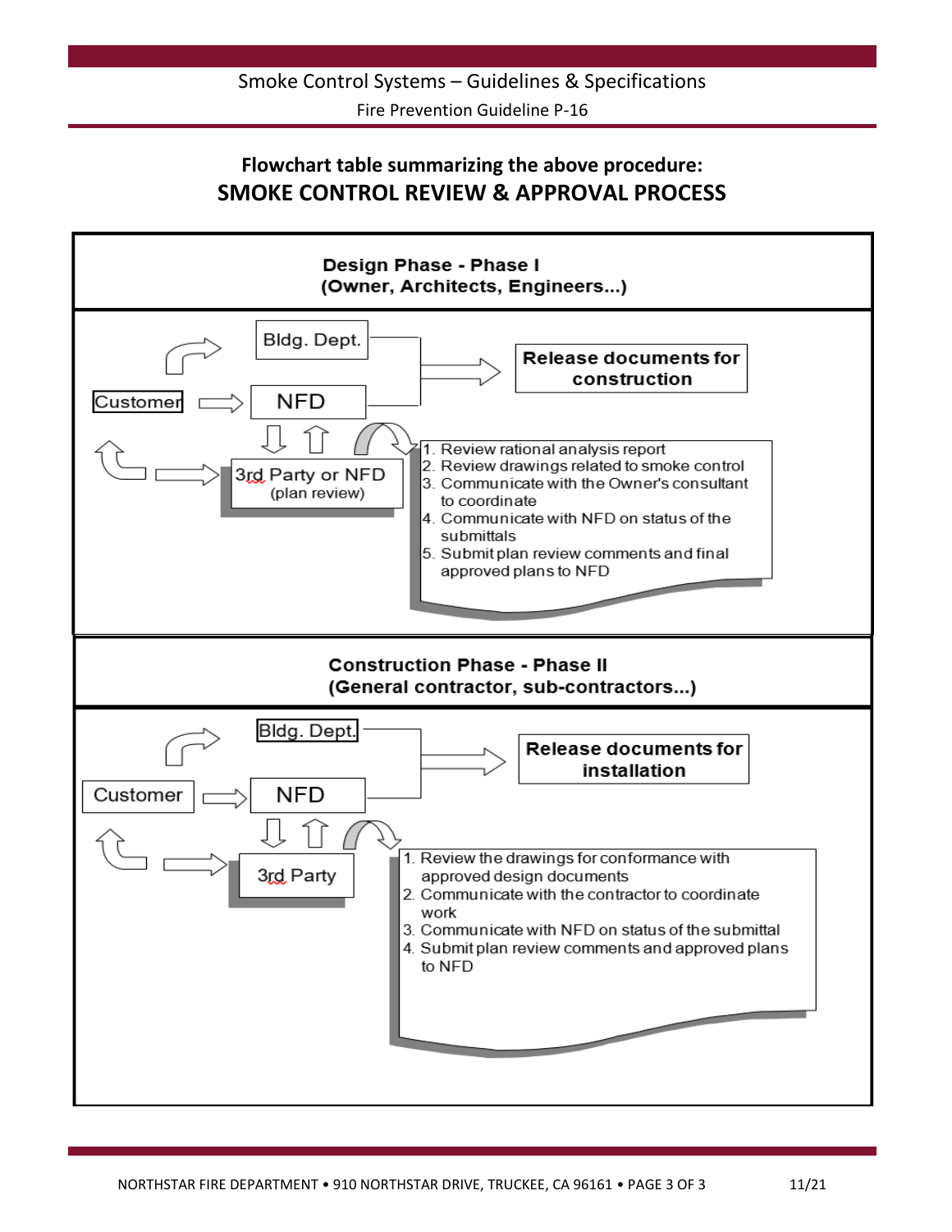**Flowchart table summarizing the above procedure:**

## SMOKE CONTROL REVIEW & APPROVAL PROCESS

### Design Phase - Phase I
**(Owner, Architects, Engineers...)**

Bldg. Dept.

Customer

NFD

Release documents for construction

3rd Party or NFD (plan review)

1. Review rational analysis report
2. Review drawings related to smoke control
3. Communicate with the Owner's consultant to coordinate
4. Communicate with NFD on status of the submittals
5. Submit plan review comments and final approved plans to NFD

### Construction Phase - Phase II
**(General contractor, sub-contractors...)**

Bldg. Dept.

Customer

NFD

Release documents for installation

3rd Party

1. Review the drawings for conformance with approved design documents
2. Communicate with the contractor to coordinate work
3. Communicate with NFD on status of the submittal
4. Submit plan review comments and approved plans to NFD